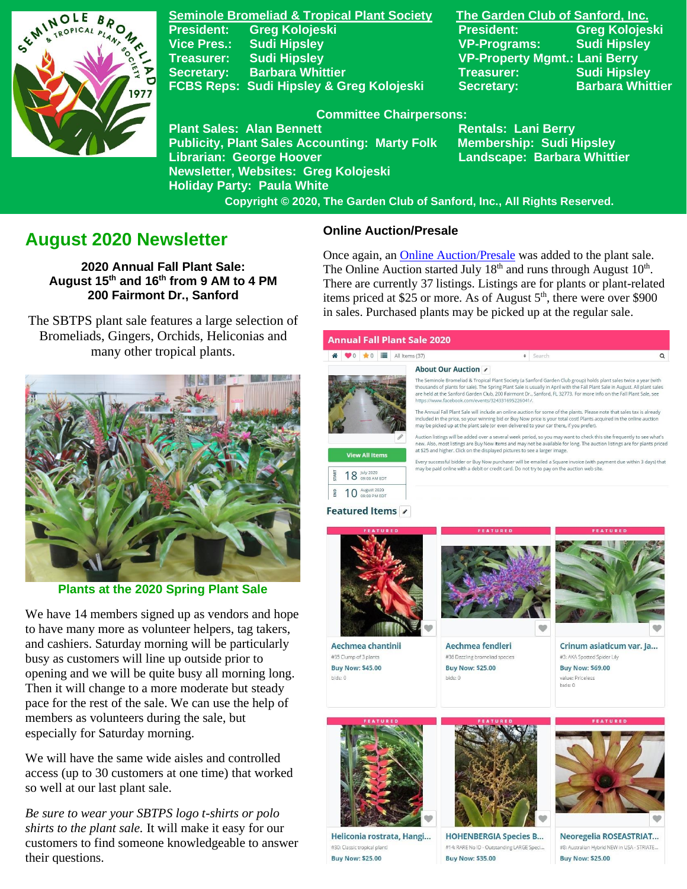**Seminole Bromeliad & Tropical Plant Society**

President: Greg Kolojeski
Vice Pres.: Sudi Hipsley
Treasurer: Sudi Hipsley
Secretary: Barbara Whittier
FCBS Reps: Sudi Hipsley & Greg Kolojeski

**The Garden Club of Sanford, Inc.**

President: Greg Kolojeski
VP-Programs: Sudi Hipsley
VP-Property Mgmt.: Lani Berry
Treasurer: Sudi Hipsley
Secretary: Barbara Whittier

**Committee Chairpersons:**

Plant Sales: Alan Bennett
Publicity, Plant Sales Accounting: Marty Folk
Librarian: George Hoover
Newsletter, Websites: Greg Kolojeski
Holiday Party: Paula White
Rentals: Lani Berry
Membership: Sudi Hipsley
Landscape: Barbara Whittier

Copyright © 2020, The Garden Club of Sanford, Inc., All Rights Reserved.

# August 2020 Newsletter

**2020 Annual Fall Plant Sale:**
**August 15th and 16th from 9 AM to 4 PM**
**200 Fairmont Dr., Sanford**

The SBTPS plant sale features a large selection of Bromeliads, Gingers, Orchids, Heliconias and many other tropical plants.

Plants at the 2020 Spring Plant Sale

We have 14 members signed up as vendors and hope to have many more as volunteer helpers, tag takers, and cashiers. Saturday morning will be particularly busy as customers will line up outside prior to opening and we will be quite busy all morning long. Then it will change to a more moderate but steady pace for the rest of the sale. We can use the help of members as volunteers during the sale, but especially for Saturday morning.

We will have the same wide aisles and controlled access (up to 30 customers at one time) that worked so well at our last plant sale.

*Be sure to wear your SBTPS logo t-shirts or polo shirts to the plant sale.* It will make it easy for our customers to find someone knowledgeable to answer their questions.

## Online Auction/Presale

Once again, an Online Auction/Presale was added to the plant sale. The Online Auction started July 18th and runs through August 10th. There are currently 37 listings. Listings are for plants or plant-related items priced at $25 or more. As of August 5th, there were over $900 in sales. Purchased plants may be picked up at the regular sale.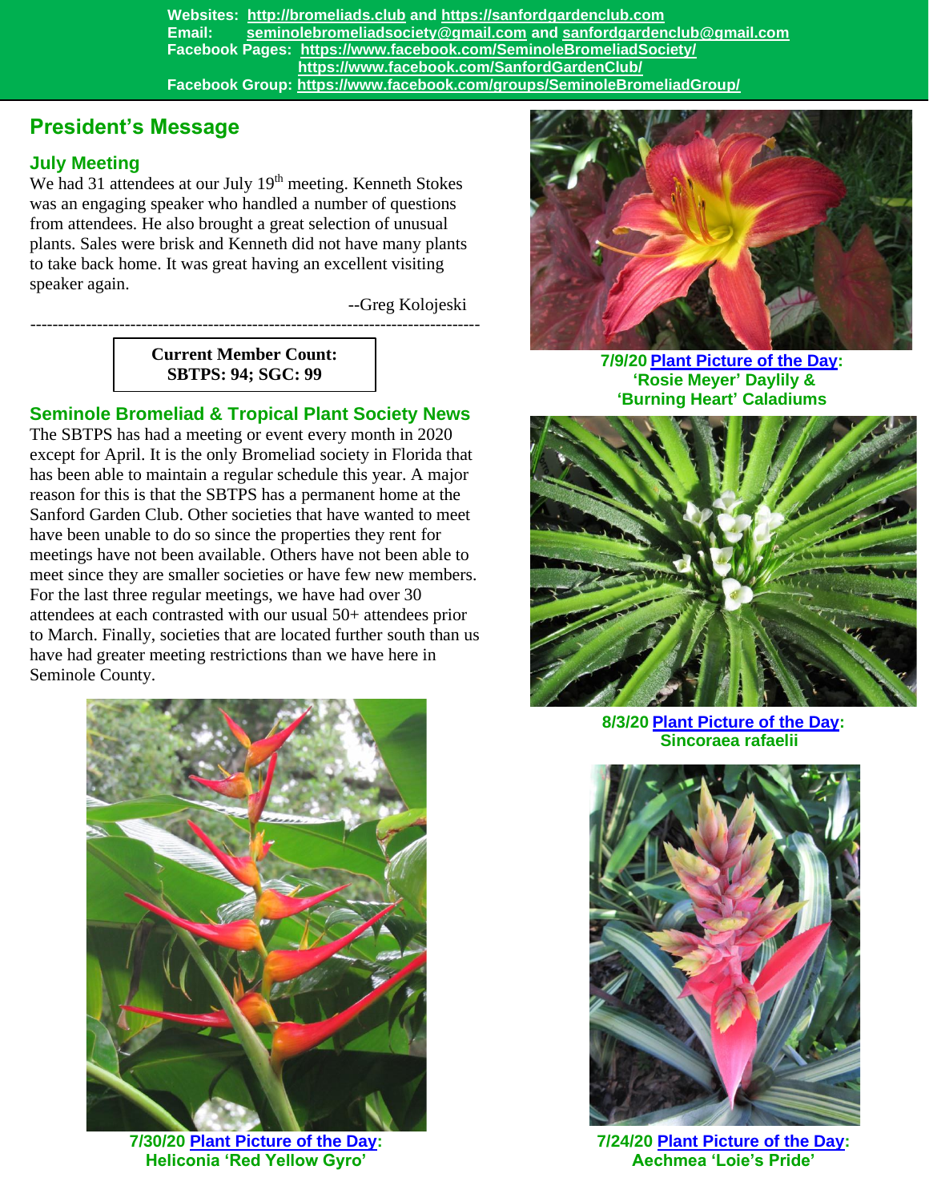**Websites:** http://bromeliads.club and https://sanfordgardenclub.com
**Email:** seminolebromeliadsociety@gmail.com and sanfordgardenclub@gmail.com
**Facebook Pages:** https://www.facebook.com/SeminoleBromeliadSociety/
https://www.facebook.com/SanfordGardenClub/
**Facebook Group:** https://www.facebook.com/groups/SeminoleBromeliadGroup/

## President's Message

### July Meeting

We had 31 attendees at our July 19th meeting. Kenneth Stokes was an engaging speaker who handled a number of questions from attendees. He also brought a great selection of unusual plants. Sales were brisk and Kenneth did not have many plants to take back home. It was great having an excellent visiting speaker again.

--Greg Kolojeski

---

**Current Member Count:**
**SBTPS: 94; SGC: 99**

### Seminole Bromeliad & Tropical Plant Society News

The SBTPS has had a meeting or event every month in 2020 except for April. It is the only Bromeliad society in Florida that has been able to maintain a regular schedule this year. A major reason for this is that the SBTPS has a permanent home at the Sanford Garden Club. Other societies that have wanted to meet have been unable to do so since the properties they rent for meetings have not been available. Others have not been able to meet since they are smaller societies or have few new members. For the last three regular meetings, we have had over 30 attendees at each contrasted with our usual 50+ attendees prior to March. Finally, societies that are located further south than us have had greater meeting restrictions than we have here in Seminole County.

**7/30/20 Plant Picture of the Day: Heliconia 'Red Yellow Gyro'**

**7/9/20 Plant Picture of the Day: 'Rosie Meyer' Daylily & 'Burning Heart' Caladiums**

**8/3/20 Plant Picture of the Day: Sincoraea rafaelii**

**7/24/20 Plant Picture of the Day: Aechmea 'Loie's Pride'**